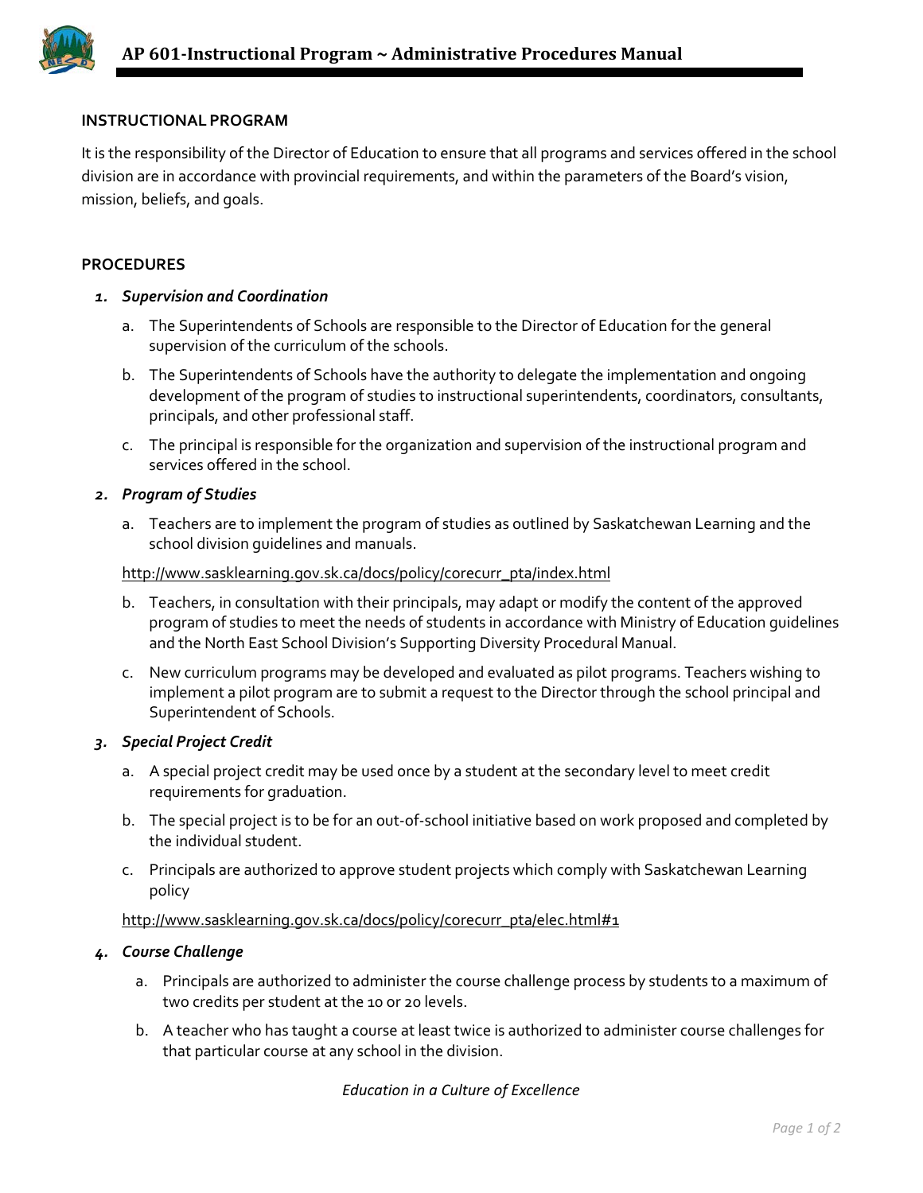# AP 601-Instructional Program ~ Administrative Procedures Manual

## INSTRUCTIONAL PROGRAM

It is the responsibility of the Director of Education to ensure that all programs and services offered in the school division are in accordance with provincial requirements, and within the parameters of the Board's vision, mission, beliefs, and goals.

## PROCEDURES

1. ***Supervision and Coordination***

   a. The Superintendents of Schools are responsible to the Director of Education for the general supervision of the curriculum of the schools.

   b. The Superintendents of Schools have the authority to delegate the implementation and ongoing development of the program of studies to instructional superintendents, coordinators, consultants, principals, and other professional staff.

   c. The principal is responsible for the organization and supervision of the instructional program and services offered in the school.

2. ***Program of Studies***

   a. Teachers are to implement the program of studies as outlined by Saskatchewan Learning and the school division guidelines and manuals.

   http://www.sasklearning.gov.sk.ca/docs/policy/corecurr_pta/index.html

   b. Teachers, in consultation with their principals, may adapt or modify the content of the approved program of studies to meet the needs of students in accordance with Ministry of Education guidelines and the North East School Division's Supporting Diversity Procedural Manual.

   c. New curriculum programs may be developed and evaluated as pilot programs. Teachers wishing to implement a pilot program are to submit a request to the Director through the school principal and Superintendent of Schools.

3. ***Special Project Credit***

   a. A special project credit may be used once by a student at the secondary level to meet credit requirements for graduation.

   b. The special project is to be for an out-of-school initiative based on work proposed and completed by the individual student.

   c. Principals are authorized to approve student projects which comply with Saskatchewan Learning policy

   http://www.sasklearning.gov.sk.ca/docs/policy/corecurr_pta/elec.html#1

4. ***Course Challenge***

   a. Principals are authorized to administer the course challenge process by students to a maximum of two credits per student at the 10 or 20 levels.

   b. A teacher who has taught a course at least twice is authorized to administer course challenges for that particular course at any school in the division.

*Education in a Culture of Excellence*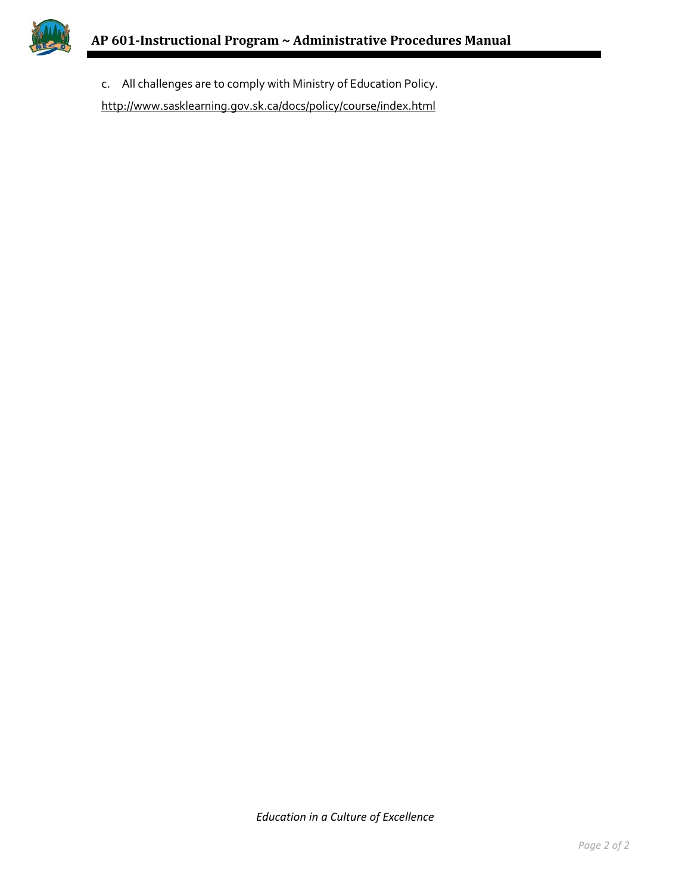c. All challenges are to comply with Ministry of Education Policy.

http://www.sasklearning.gov.sk.ca/docs/policy/course/index.html